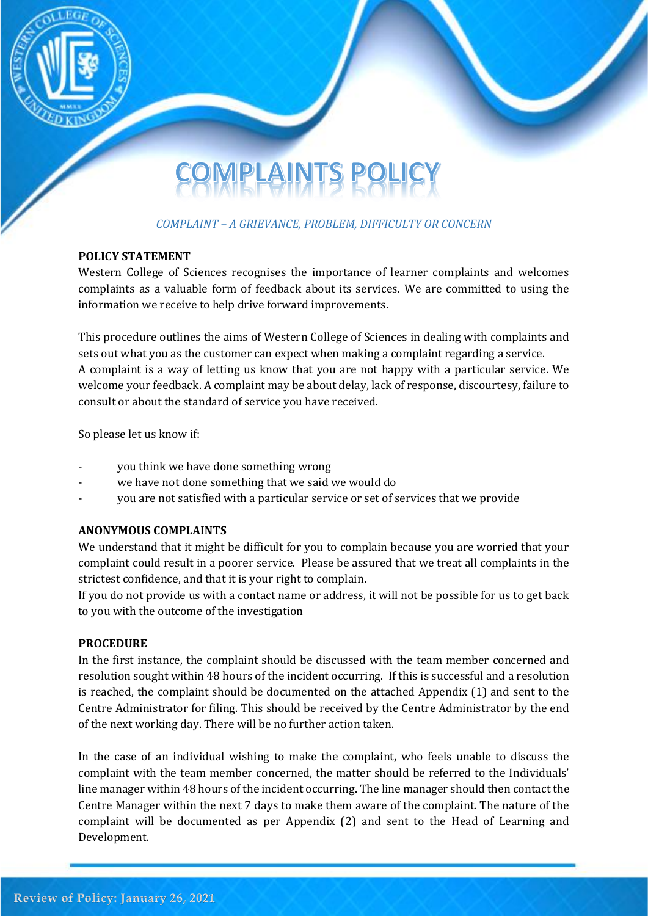# COMPLAINTS POLICY

*COMPLAINT – A GRIEVANCE, PROBLEM, DIFFICULTY OR CONCERN*

## POLICY STATEMENT

Western College of Sciences recognises the importance of learner complaints and welcomes complaints as a valuable form of feedback about its services. We are committed to using the information we receive to help drive forward improvements.

This procedure outlines the aims of Western College of Sciences in dealing with complaints and sets out what you as the customer can expect when making a complaint regarding a service.
A complaint is a way of letting us know that you are not happy with a particular service. We welcome your feedback. A complaint may be about delay, lack of response, discourtesy, failure to consult or about the standard of service you have received.

So please let us know if:

- you think we have done something wrong
- we have not done something that we said we would do
- you are not satisfied with a particular service or set of services that we provide

## ANONYMOUS COMPLAINTS

We understand that it might be difficult for you to complain because you are worried that your complaint could result in a poorer service. Please be assured that we treat all complaints in the strictest confidence, and that it is your right to complain.
If you do not provide us with a contact name or address, it will not be possible for us to get back to you with the outcome of the investigation

## PROCEDURE

In the first instance, the complaint should be discussed with the team member concerned and resolution sought within 48 hours of the incident occurring. If this is successful and a resolution is reached, the complaint should be documented on the attached Appendix (1) and sent to the Centre Administrator for filing. This should be received by the Centre Administrator by the end of the next working day. There will be no further action taken.

In the case of an individual wishing to make the complaint, who feels unable to discuss the complaint with the team member concerned, the matter should be referred to the Individuals' line manager within 48 hours of the incident occurring. The line manager should then contact the Centre Manager within the next 7 days to make them aware of the complaint. The nature of the complaint will be documented as per Appendix (2) and sent to the Head of Learning and Development.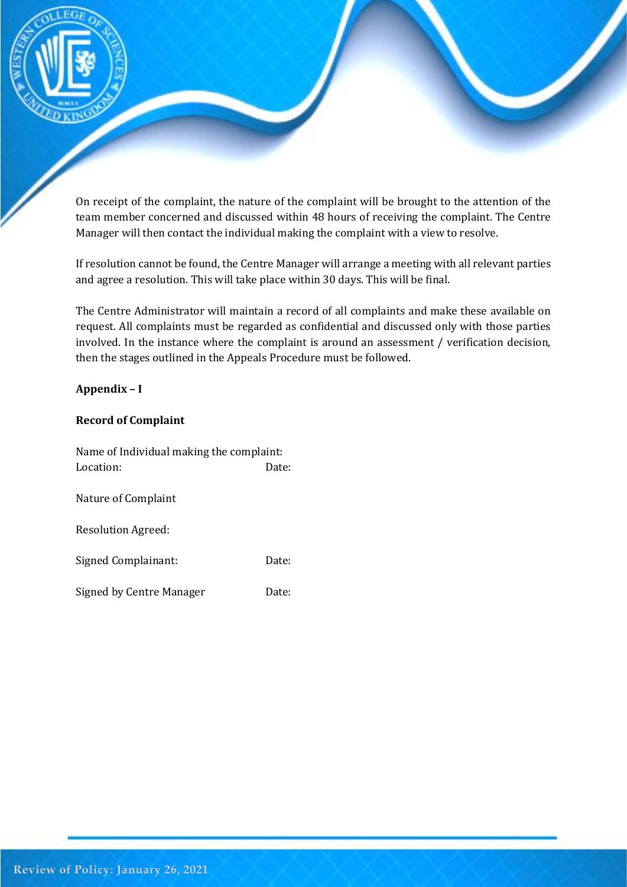On receipt of the complaint, the nature of the complaint will be brought to the attention of the team member concerned and discussed within 48 hours of receiving the complaint. The Centre Manager will then contact the individual making the complaint with a view to resolve.

If resolution cannot be found, the Centre Manager will arrange a meeting with all relevant parties and agree a resolution. This will take place within 30 days. This will be final.

The Centre Administrator will maintain a record of all complaints and make these available on request. All complaints must be regarded as confidential and discussed only with those parties involved. In the instance where the complaint is around an assessment / verification decision, then the stages outlined in the Appeals Procedure must be followed.

**Appendix – I**

**Record of Complaint**

Name of Individual making the complaint:
Location: Date:

Nature of Complaint

Resolution Agreed:

Signed Complainant: Date:

Signed by Centre Manager Date: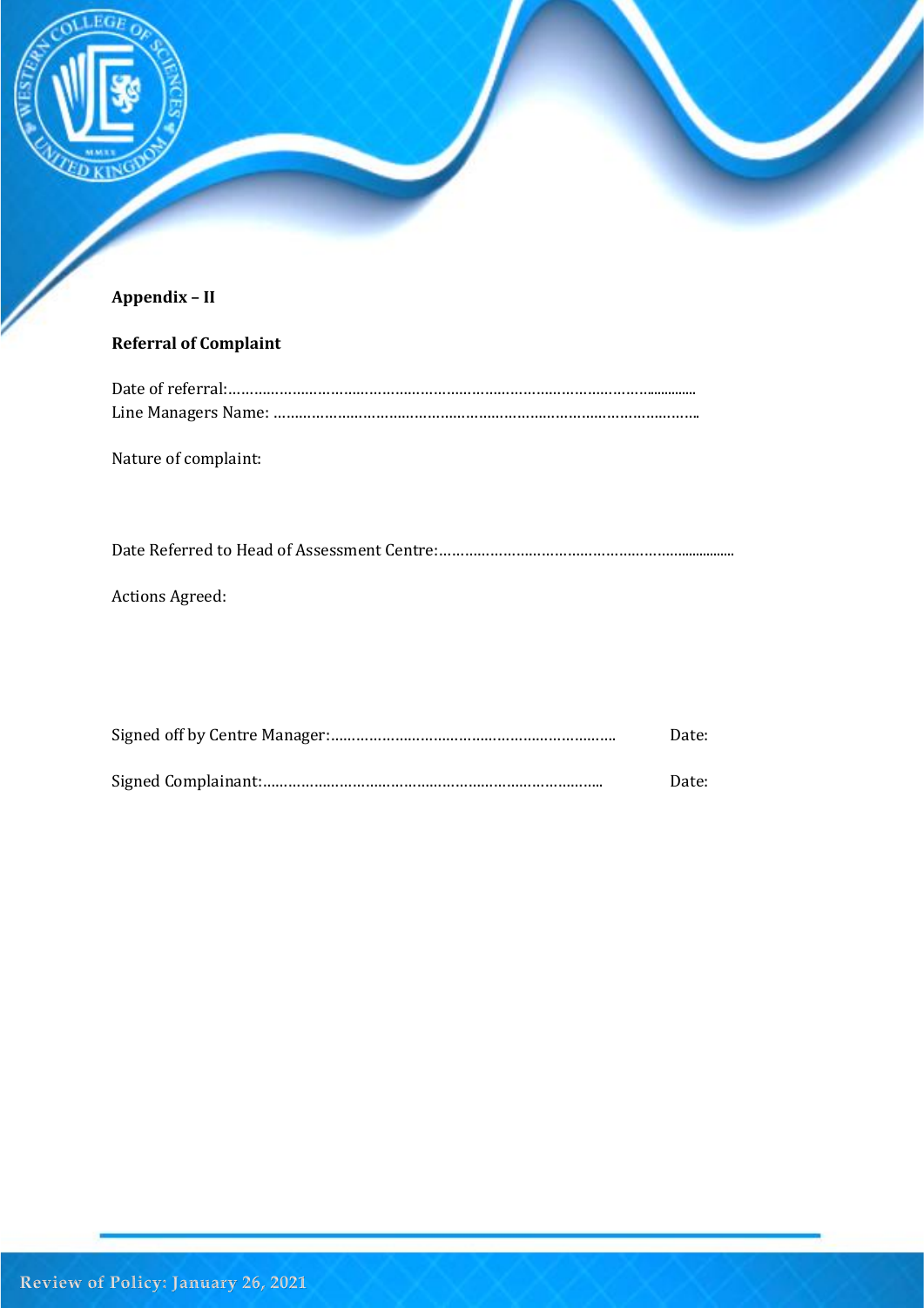**Appendix – II**

**Referral of Complaint**

Date of referral:……………………………………………………………………………………...............
Line Managers Name: ……………………………………………………………………………………..

Nature of complaint:

Date Referred to Head of Assessment Centre:………………………………………………….................

Actions Agreed:

Signed off by Centre Manager:…………………………………………………………… Date:

Signed Complainant:……………………………………………………………………….. Date: